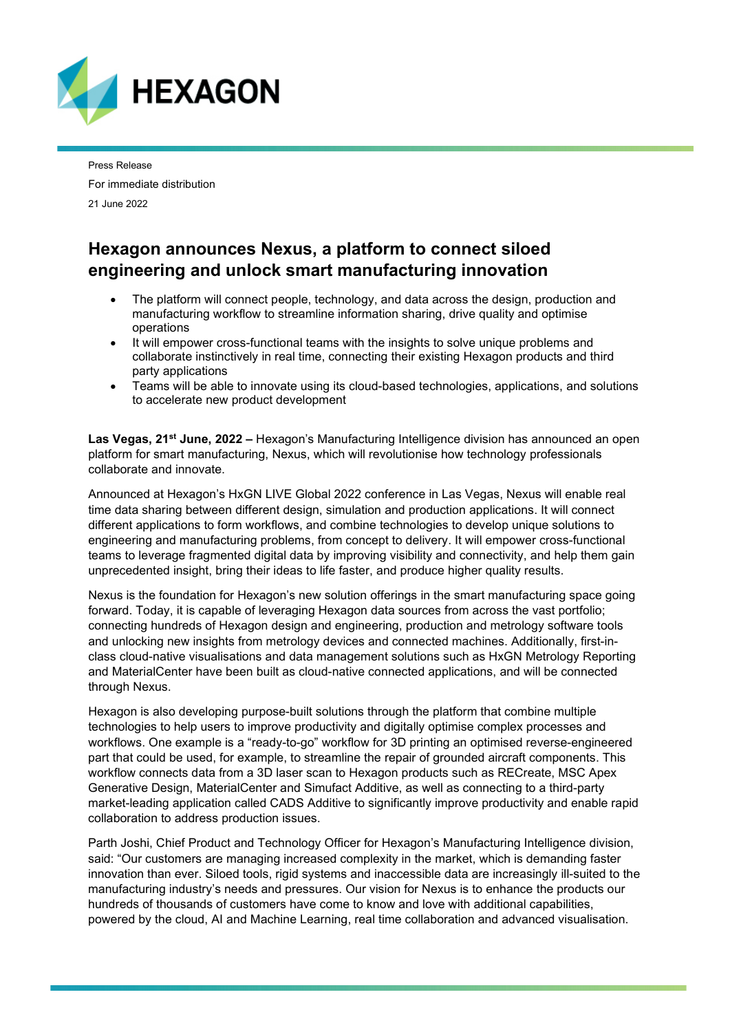HEXAGON

Press Release

For immediate distribution

21 June 2022

# Hexagon announces Nexus, a platform to connect siloed engineering and unlock smart manufacturing innovation

- The platform will connect people, technology, and data across the design, production and manufacturing workflow to streamline information sharing, drive quality and optimise operations
- It will empower cross-functional teams with the insights to solve unique problems and collaborate instinctively in real time, connecting their existing Hexagon products and third party applications
- Teams will be able to innovate using its cloud-based technologies, applications, and solutions to accelerate new product development

**Las Vegas, 21st June, 2022 –** Hexagon's Manufacturing Intelligence division has announced an open platform for smart manufacturing, Nexus, which will revolutionise how technology professionals collaborate and innovate.

Announced at Hexagon's HxGN LIVE Global 2022 conference in Las Vegas, Nexus will enable real time data sharing between different design, simulation and production applications. It will connect different applications to form workflows, and combine technologies to develop unique solutions to engineering and manufacturing problems, from concept to delivery. It will empower cross-functional teams to leverage fragmented digital data by improving visibility and connectivity, and help them gain unprecedented insight, bring their ideas to life faster, and produce higher quality results.

Nexus is the foundation for Hexagon's new solution offerings in the smart manufacturing space going forward. Today, it is capable of leveraging Hexagon data sources from across the vast portfolio; connecting hundreds of Hexagon design and engineering, production and metrology software tools and unlocking new insights from metrology devices and connected machines. Additionally, first-in-class cloud-native visualisations and data management solutions such as HxGN Metrology Reporting and MaterialCenter have been built as cloud-native connected applications, and will be connected through Nexus.

Hexagon is also developing purpose-built solutions through the platform that combine multiple technologies to help users to improve productivity and digitally optimise complex processes and workflows. One example is a "ready-to-go" workflow for 3D printing an optimised reverse-engineered part that could be used, for example, to streamline the repair of grounded aircraft components. This workflow connects data from a 3D laser scan to Hexagon products such as RECreate, MSC Apex Generative Design, MaterialCenter and Simufact Additive, as well as connecting to a third-party market-leading application called CADS Additive to significantly improve productivity and enable rapid collaboration to address production issues.

Parth Joshi, Chief Product and Technology Officer for Hexagon's Manufacturing Intelligence division, said: "Our customers are managing increased complexity in the market, which is demanding faster innovation than ever. Siloed tools, rigid systems and inaccessible data are increasingly ill-suited to the manufacturing industry's needs and pressures. Our vision for Nexus is to enhance the products our hundreds of thousands of customers have come to know and love with additional capabilities, powered by the cloud, AI and Machine Learning, real time collaboration and advanced visualisation.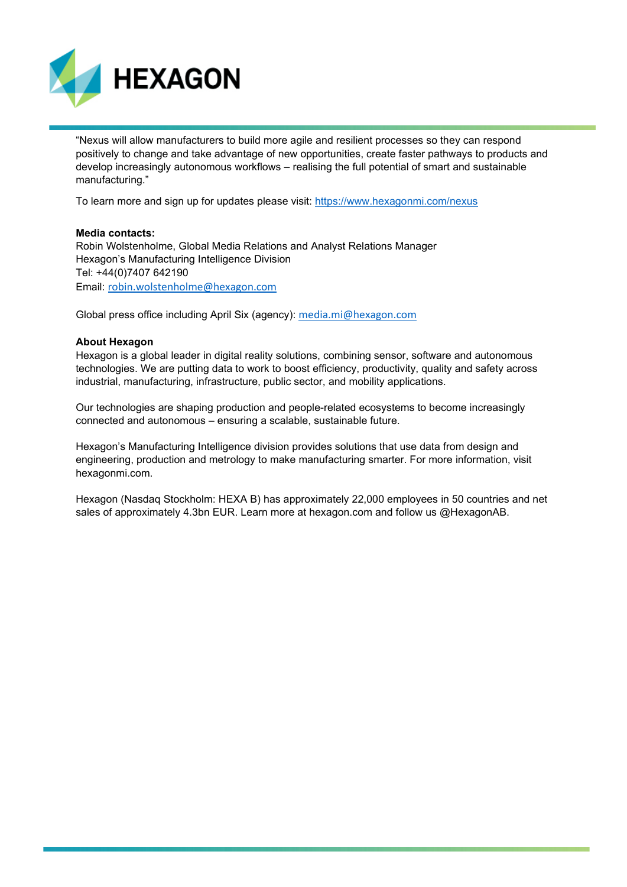"Nexus will allow manufacturers to build more agile and resilient processes so they can respond positively to change and take advantage of new opportunities, create faster pathways to products and develop increasingly autonomous workflows – realising the full potential of smart and sustainable manufacturing."

To learn more and sign up for updates please visit: https://www.hexagonmi.com/nexus

**Media contacts:**
Robin Wolstenholme, Global Media Relations and Analyst Relations Manager
Hexagon's Manufacturing Intelligence Division
Tel: +44(0)7407 642190
Email: robin.wolstenholme@hexagon.com

Global press office including April Six (agency): media.mi@hexagon.com

**About Hexagon**
Hexagon is a global leader in digital reality solutions, combining sensor, software and autonomous technologies. We are putting data to work to boost efficiency, productivity, quality and safety across industrial, manufacturing, infrastructure, public sector, and mobility applications.

Our technologies are shaping production and people-related ecosystems to become increasingly connected and autonomous – ensuring a scalable, sustainable future.

Hexagon's Manufacturing Intelligence division provides solutions that use data from design and engineering, production and metrology to make manufacturing smarter. For more information, visit hexagonmi.com.

Hexagon (Nasdaq Stockholm: HEXA B) has approximately 22,000 employees in 50 countries and net sales of approximately 4.3bn EUR. Learn more at hexagon.com and follow us @HexagonAB.